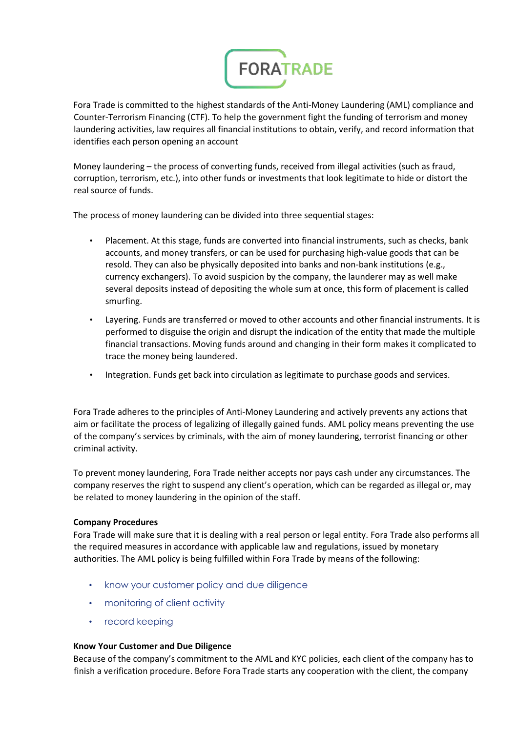FORATRADE

Fora Trade is committed to the highest standards of the Anti-Money Laundering (AML) compliance and Counter-Terrorism Financing (CTF). To help the government fight the funding of terrorism and money laundering activities, law requires all financial institutions to obtain, verify, and record information that identifies each person opening an account

Money laundering – the process of converting funds, received from illegal activities (such as fraud, corruption, terrorism, etc.), into other funds or investments that look legitimate to hide or distort the real source of funds.

The process of money laundering can be divided into three sequential stages:

- Placement. At this stage, funds are converted into financial instruments, such as checks, bank accounts, and money transfers, or can be used for purchasing high-value goods that can be resold. They can also be physically deposited into banks and non-bank institutions (e.g., currency exchangers). To avoid suspicion by the company, the launderer may as well make several deposits instead of depositing the whole sum at once, this form of placement is called smurfing.
- Layering. Funds are transferred or moved to other accounts and other financial instruments. It is performed to disguise the origin and disrupt the indication of the entity that made the multiple financial transactions. Moving funds around and changing in their form makes it complicated to trace the money being laundered.
- Integration. Funds get back into circulation as legitimate to purchase goods and services.

Fora Trade adheres to the principles of Anti-Money Laundering and actively prevents any actions that aim or facilitate the process of legalizing of illegally gained funds. AML policy means preventing the use of the company's services by criminals, with the aim of money laundering, terrorist financing or other criminal activity.

To prevent money laundering, Fora Trade neither accepts nor pays cash under any circumstances. The company reserves the right to suspend any client's operation, which can be regarded as illegal or, may be related to money laundering in the opinion of the staff.

**Company Procedures**

Fora Trade will make sure that it is dealing with a real person or legal entity. Fora Trade also performs all the required measures in accordance with applicable law and regulations, issued by monetary authorities. The AML policy is being fulfilled within Fora Trade by means of the following:

- know your customer policy and due diligence
- monitoring of client activity
- record keeping

**Know Your Customer and Due Diligence**

Because of the company's commitment to the AML and KYC policies, each client of the company has to finish a verification procedure. Before Fora Trade starts any cooperation with the client, the company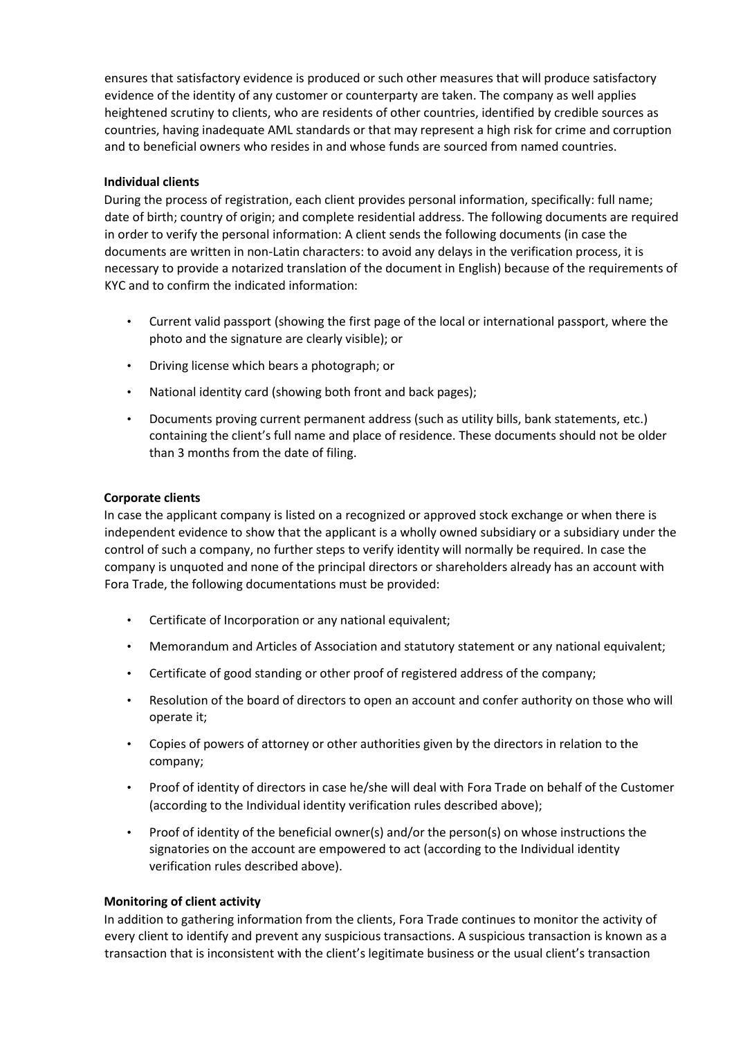ensures that satisfactory evidence is produced or such other measures that will produce satisfactory evidence of the identity of any customer or counterparty are taken. The company as well applies heightened scrutiny to clients, who are residents of other countries, identified by credible sources as countries, having inadequate AML standards or that may represent a high risk for crime and corruption and to beneficial owners who resides in and whose funds are sourced from named countries.

**Individual clients**

During the process of registration, each client provides personal information, specifically: full name; date of birth; country of origin; and complete residential address. The following documents are required in order to verify the personal information: A client sends the following documents (in case the documents are written in non-Latin characters: to avoid any delays in the verification process, it is necessary to provide a notarized translation of the document in English) because of the requirements of KYC and to confirm the indicated information:

- Current valid passport (showing the first page of the local or international passport, where the photo and the signature are clearly visible); or
- Driving license which bears a photograph; or
- National identity card (showing both front and back pages);
- Documents proving current permanent address (such as utility bills, bank statements, etc.) containing the client's full name and place of residence. These documents should not be older than 3 months from the date of filing.

**Corporate clients**

In case the applicant company is listed on a recognized or approved stock exchange or when there is independent evidence to show that the applicant is a wholly owned subsidiary or a subsidiary under the control of such a company, no further steps to verify identity will normally be required. In case the company is unquoted and none of the principal directors or shareholders already has an account with Fora Trade, the following documentations must be provided:

- Certificate of Incorporation or any national equivalent;
- Memorandum and Articles of Association and statutory statement or any national equivalent;
- Certificate of good standing or other proof of registered address of the company;
- Resolution of the board of directors to open an account and confer authority on those who will operate it;
- Copies of powers of attorney or other authorities given by the directors in relation to the company;
- Proof of identity of directors in case he/she will deal with Fora Trade on behalf of the Customer (according to the Individual identity verification rules described above);
- Proof of identity of the beneficial owner(s) and/or the person(s) on whose instructions the signatories on the account are empowered to act (according to the Individual identity verification rules described above).

**Monitoring of client activity**

In addition to gathering information from the clients, Fora Trade continues to monitor the activity of every client to identify and prevent any suspicious transactions. A suspicious transaction is known as a transaction that is inconsistent with the client's legitimate business or the usual client's transaction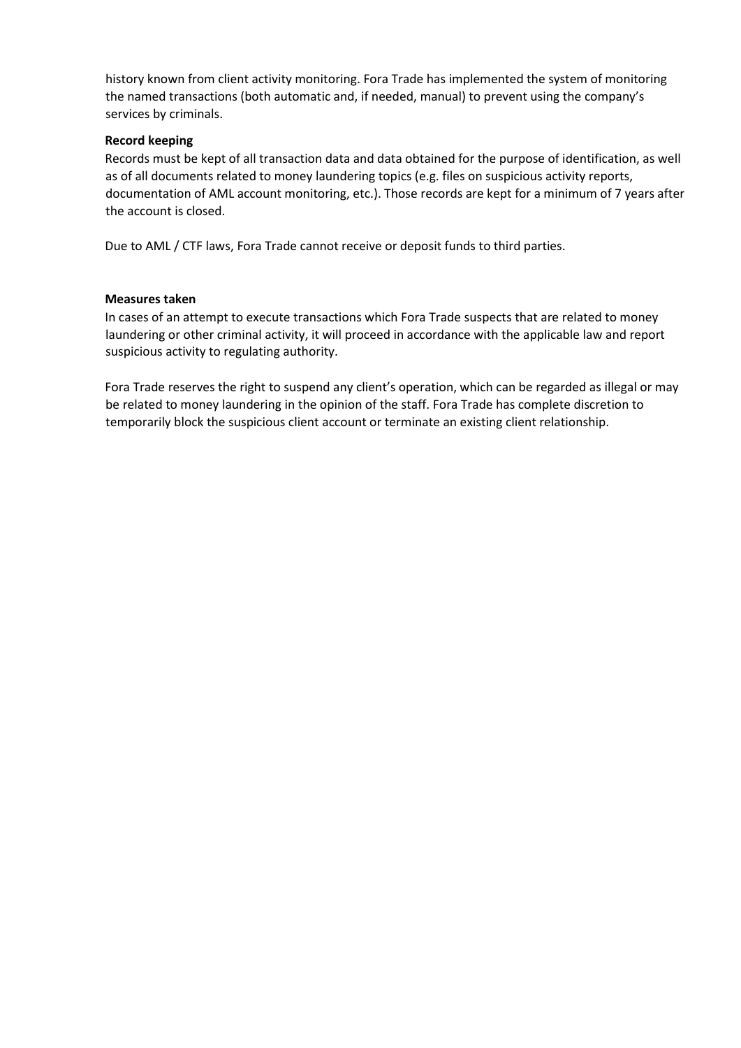history known from client activity monitoring. Fora Trade has implemented the system of monitoring the named transactions (both automatic and, if needed, manual) to prevent using the company's services by criminals.

**Record keeping**

Records must be kept of all transaction data and data obtained for the purpose of identification, as well as of all documents related to money laundering topics (e.g. files on suspicious activity reports, documentation of AML account monitoring, etc.). Those records are kept for a minimum of 7 years after the account is closed.

Due to AML / CTF laws, Fora Trade cannot receive or deposit funds to third parties.

**Measures taken**

In cases of an attempt to execute transactions which Fora Trade suspects that are related to money laundering or other criminal activity, it will proceed in accordance with the applicable law and report suspicious activity to regulating authority.

Fora Trade reserves the right to suspend any client's operation, which can be regarded as illegal or may be related to money laundering in the opinion of the staff. Fora Trade has complete discretion to temporarily block the suspicious client account or terminate an existing client relationship.